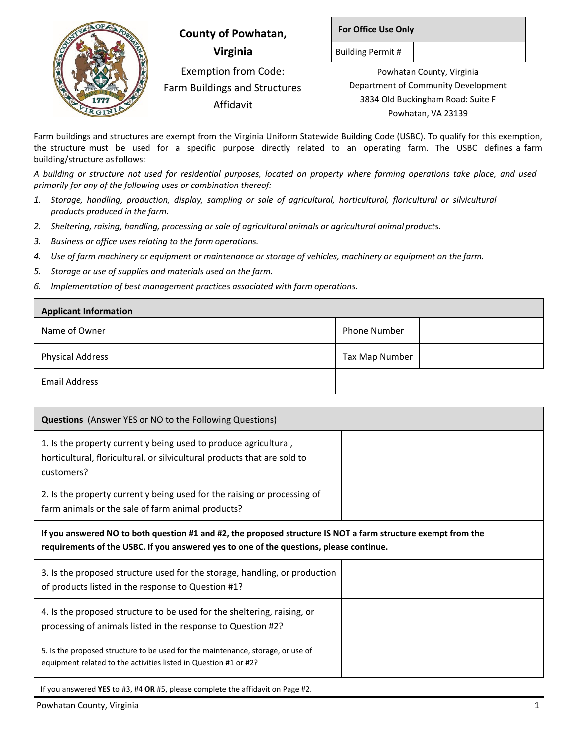# County of Powhatan, Virginia

Exemption from Code: Farm Buildings and Structures Affidavit

| For Office Use Only | |
|---|---|
| Building Permit # | |

Powhatan County, Virginia
Department of Community Development
3834 Old Buckingham Road: Suite F
Powhatan, VA 23139

Farm buildings and structures are exempt from the Virginia Uniform Statewide Building Code (USBC). To qualify for this exemption, the structure must be used for a specific purpose directly related to an operating farm. The USBC defines a farm building/structure as follows:

*A building or structure not used for residential purposes, located on property where farming operations take place, and used primarily for any of the following uses or combination thereof:*

1. *Storage, handling, production, display, sampling or sale of agricultural, horticultural, floricultural or silvicultural products produced in the farm.*
2. *Sheltering, raising, handling, processing or sale of agricultural animals or agricultural animal products.*
3. *Business or office uses relating to the farm operations.*
4. *Use of farm machinery or equipment or maintenance or storage of vehicles, machinery or equipment on the farm.*
5. *Storage or use of supplies and materials used on the farm.*
6. *Implementation of best management practices associated with farm operations.*

| **Applicant Information** | | | |
|---|---|---|---|
| Name of Owner | | Phone Number | |
| Physical Address | | Tax Map Number | |
| Email Address | | | |

| **Questions** (Answer YES or NO to the Following Questions) | |
|---|---|
| 1. Is the property currently being used to produce agricultural, horticultural, floricultural, or silvicultural products that are sold to customers? | |
| 2. Is the property currently being used for the raising or processing of farm animals or the sale of farm animal products? | |
| **If you answered NO to both question #1 and #2, the proposed structure IS NOT a farm structure exempt from the requirements of the USBC. If you answered yes to one of the questions, please continue.** | |
| 3. Is the proposed structure used for the storage, handling, or production of products listed in the response to Question #1? | |
| 4. Is the proposed structure to be used for the sheltering, raising, or processing of animals listed in the response to Question #2? | |
| 5. Is the proposed structure to be used for the maintenance, storage, or use of equipment related to the activities listed in Question #1 or #2? | |

If you answered **YES** to #3, #4 **OR** #5, please complete the affidavit on Page #2.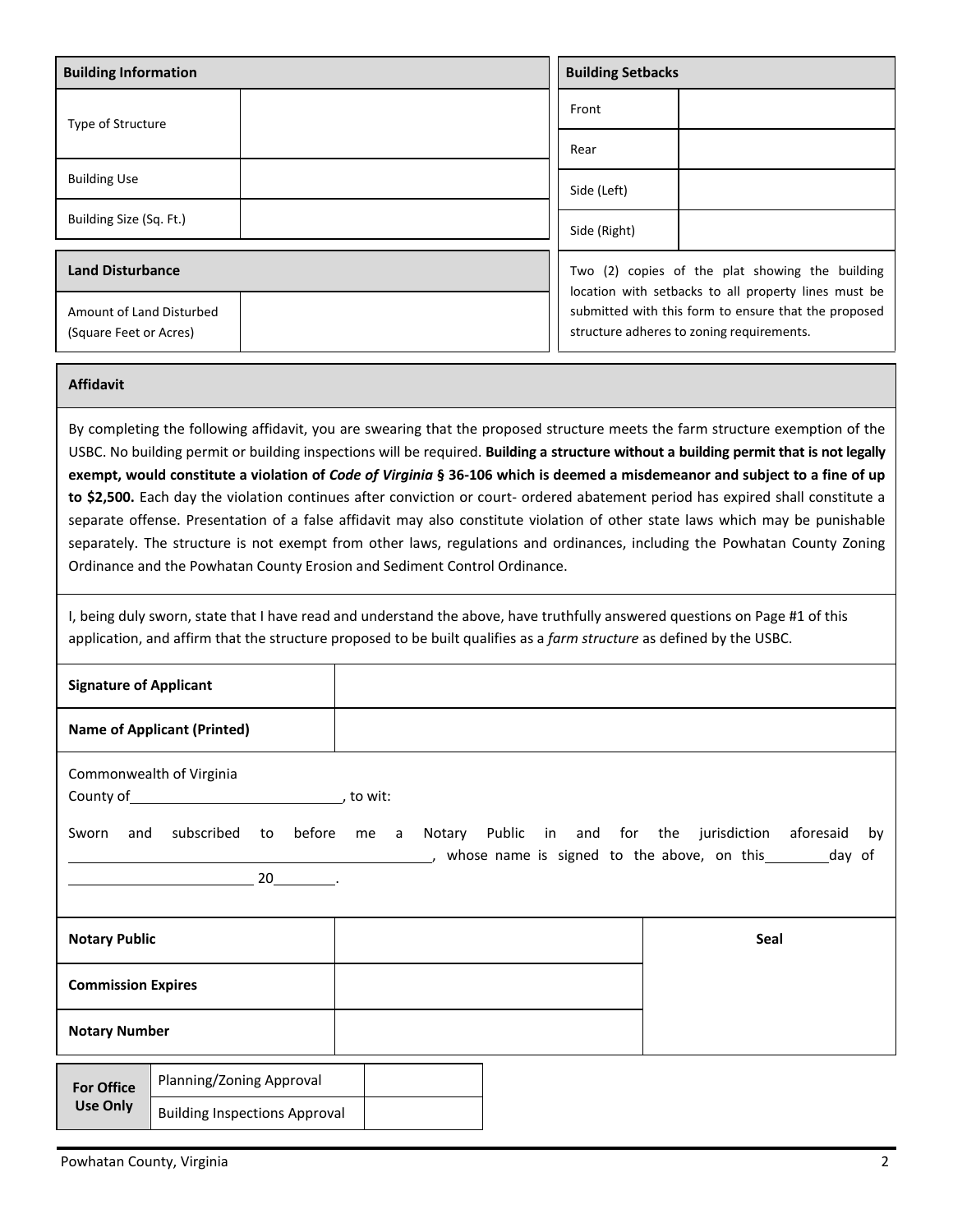| Building Information | |
|---|---|
| Type of Structure | |
| Building Use | |
| Building Size (Sq. Ft.) | |

| Building Setbacks | |
|---|---|
| Front | |
| Rear | |
| Side (Left) | |
| Side (Right) | |

Two (2) copies of the plat showing the building location with setbacks to all property lines must be submitted with this form to ensure that the proposed structure adheres to zoning requirements.

| Land Disturbance | |
|---|---|
| Amount of Land Disturbed (Square Feet or Acres) | |

## Affidavit

By completing the following affidavit, you are swearing that the proposed structure meets the farm structure exemption of the USBC. No building permit or building inspections will be required. **Building a structure without a building permit that is not legally exempt, would constitute a violation of *Code of Virginia* § 36-106 which is deemed a misdemeanor and subject to a fine of up to $2,500.** Each day the violation continues after conviction or court- ordered abatement period has expired shall constitute a separate offense. Presentation of a false affidavit may also constitute violation of other state laws which may be punishable separately. The structure is not exempt from other laws, regulations and ordinances, including the Powhatan County Zoning Ordinance and the Powhatan County Erosion and Sediment Control Ordinance.

I, being duly sworn, state that I have read and understand the above, have truthfully answered questions on Page #1 of this application, and affirm that the structure proposed to be built qualifies as a *farm structure* as defined by the USBC.

| | |
|---|---|
| **Signature of Applicant** | |
| **Name of Applicant (Printed)** | |

Commonwealth of Virginia
County of\_\_\_\_\_\_\_\_\_\_\_\_\_\_\_\_\_\_\_\_\_\_\_\_\_\_\_, to wit:

Sworn and subscribed to before me a Notary Public in and for the jurisdiction aforesaid by \_\_\_\_\_\_\_\_\_\_\_\_\_\_\_\_\_\_\_\_\_\_\_\_\_\_\_\_\_\_\_\_\_\_\_\_\_\_\_\_\_\_\_\_\_\_, whose name is signed to the above, on this\_\_\_\_\_\_\_\_day of \_\_\_\_\_\_\_\_\_\_\_\_\_\_\_\_\_\_\_\_\_\_\_\_ 20\_\_\_\_\_\_\_\_.

| | | |
|---|---|---|
| **Notary Public** | | **Seal** |
| **Commission Expires** | | |
| **Notary Number** | | |

| | | |
|---|---|---|
| **For Office Use Only** | Planning/Zoning Approval | |
| | Building Inspections Approval | |